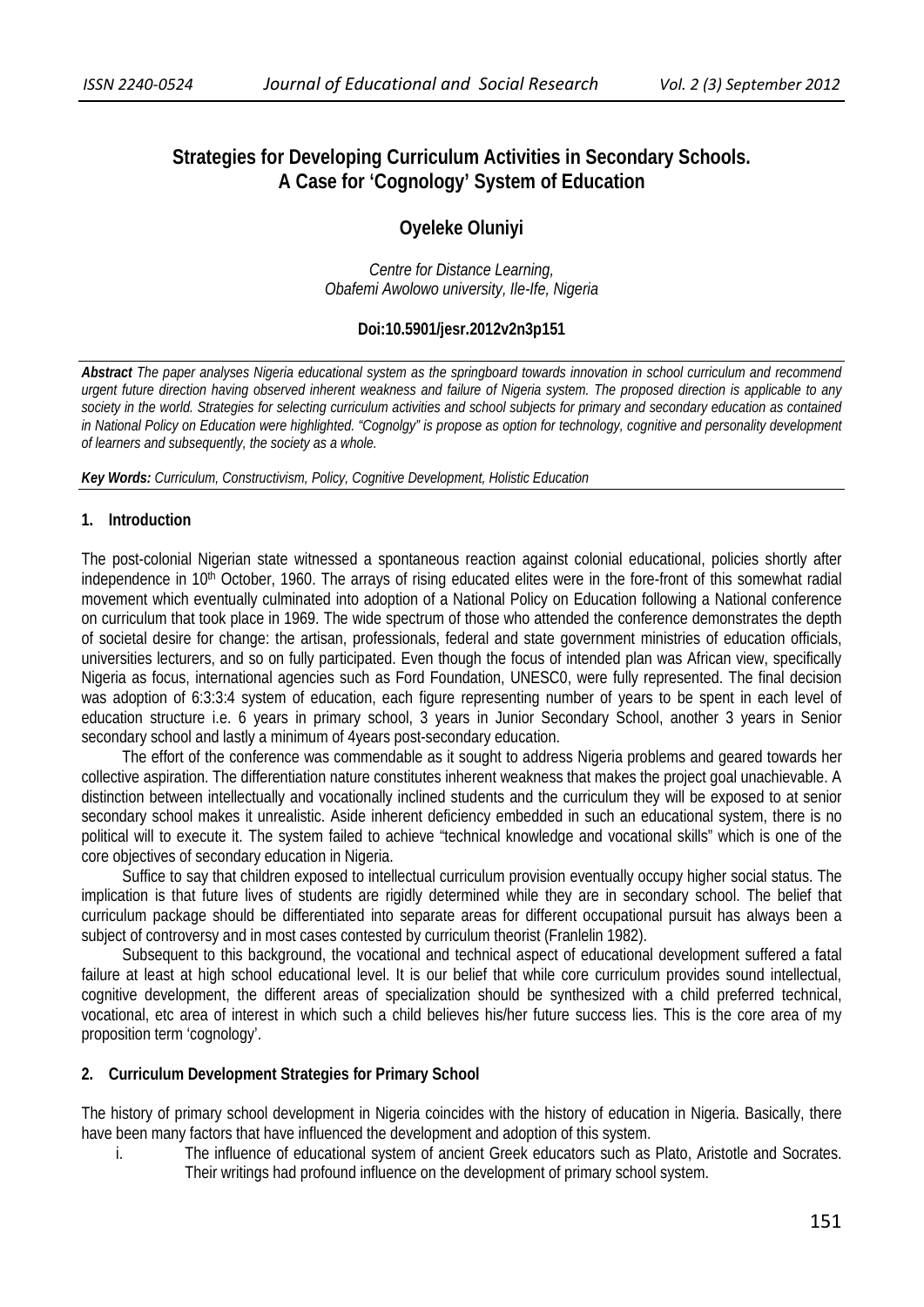# Strategies for Developing Curriculum Activities in Secondary Schools. A Case for 'Cognology' System of Education

**Oyeleke Oluniyi**

*Centre for Distance Learning,*
*Obafemi Awolowo university, Ile-Ife, Nigeria*

**Doi:10.5901/jesr.2012v2n3p151**

***Abstract*** *The paper analyses Nigeria educational system as the springboard towards innovation in school curriculum and recommend urgent future direction having observed inherent weakness and failure of Nigeria system. The proposed direction is applicable to any society in the world. Strategies for selecting curriculum activities and school subjects for primary and secondary education as contained in National Policy on Education were highlighted. "Cognolgy" is propose as option for technology, cognitive and personality development of learners and subsequently, the society as a whole.*

***Key Words:*** *Curriculum, Constructivism, Policy, Cognitive Development, Holistic Education*

## 1. Introduction

The post-colonial Nigerian state witnessed a spontaneous reaction against colonial educational, policies shortly after independence in 10th October, 1960. The arrays of rising educated elites were in the fore-front of this somewhat radial movement which eventually culminated into adoption of a National Policy on Education following a National conference on curriculum that took place in 1969. The wide spectrum of those who attended the conference demonstrates the depth of societal desire for change: the artisan, professionals, federal and state government ministries of education officials, universities lecturers, and so on fully participated. Even though the focus of intended plan was African view, specifically Nigeria as focus, international agencies such as Ford Foundation, UNESC0, were fully represented. The final decision was adoption of 6:3:3:4 system of education, each figure representing number of years to be spent in each level of education structure i.e. 6 years in primary school, 3 years in Junior Secondary School, another 3 years in Senior secondary school and lastly a minimum of 4years post-secondary education.

The effort of the conference was commendable as it sought to address Nigeria problems and geared towards her collective aspiration. The differentiation nature constitutes inherent weakness that makes the project goal unachievable. A distinction between intellectually and vocationally inclined students and the curriculum they will be exposed to at senior secondary school makes it unrealistic. Aside inherent deficiency embedded in such an educational system, there is no political will to execute it. The system failed to achieve "technical knowledge and vocational skills" which is one of the core objectives of secondary education in Nigeria.

Suffice to say that children exposed to intellectual curriculum provision eventually occupy higher social status. The implication is that future lives of students are rigidly determined while they are in secondary school. The belief that curriculum package should be differentiated into separate areas for different occupational pursuit has always been a subject of controversy and in most cases contested by curriculum theorist (Franlelin 1982).

Subsequent to this background, the vocational and technical aspect of educational development suffered a fatal failure at least at high school educational level. It is our belief that while core curriculum provides sound intellectual, cognitive development, the different areas of specialization should be synthesized with a child preferred technical, vocational, etc area of interest in which such a child believes his/her future success lies. This is the core area of my proposition term 'cognology'.

## 2. Curriculum Development Strategies for Primary School

The history of primary school development in Nigeria coincides with the history of education in Nigeria. Basically, there have been many factors that have influenced the development and adoption of this system.

i. The influence of educational system of ancient Greek educators such as Plato, Aristotle and Socrates. Their writings had profound influence on the development of primary school system.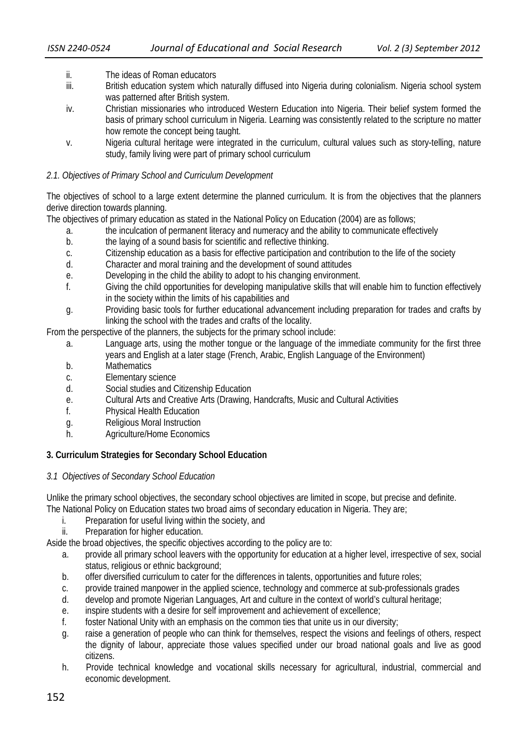ii. The ideas of Roman educators
iii. British education system which naturally diffused into Nigeria during colonialism. Nigeria school system was patterned after British system.
iv. Christian missionaries who introduced Western Education into Nigeria. Their belief system formed the basis of primary school curriculum in Nigeria. Learning was consistently related to the scripture no matter how remote the concept being taught.
v. Nigeria cultural heritage were integrated in the curriculum, cultural values such as story-telling, nature study, family living were part of primary school curriculum

### *2.1. Objectives of Primary School and Curriculum Development*

The objectives of school to a large extent determine the planned curriculum. It is from the objectives that the planners derive direction towards planning.

The objectives of primary education as stated in the National Policy on Education (2004) are as follows;

a. the inculcation of permanent literacy and numeracy and the ability to communicate effectively
b. the laying of a sound basis for scientific and reflective thinking.
c. Citizenship education as a basis for effective participation and contribution to the life of the society
d. Character and moral training and the development of sound attitudes
e. Developing in the child the ability to adopt to his changing environment.
f. Giving the child opportunities for developing manipulative skills that will enable him to function effectively in the society within the limits of his capabilities and
g. Providing basic tools for further educational advancement including preparation for trades and crafts by linking the school with the trades and crafts of the locality.

From the perspective of the planners, the subjects for the primary school include:

a. Language arts, using the mother tongue or the language of the immediate community for the first three years and English at a later stage (French, Arabic, English Language of the Environment)
b. Mathematics
c. Elementary science
d. Social studies and Citizenship Education
e. Cultural Arts and Creative Arts (Drawing, Handcrafts, Music and Cultural Activities
f. Physical Health Education
g. Religious Moral Instruction
h. Agriculture/Home Economics

## 3. Curriculum Strategies for Secondary School Education

### *3.1 Objectives of Secondary School Education*

Unlike the primary school objectives, the secondary school objectives are limited in scope, but precise and definite.

The National Policy on Education states two broad aims of secondary education in Nigeria. They are;

i. Preparation for useful living within the society, and
ii. Preparation for higher education.

Aside the broad objectives, the specific objectives according to the policy are to:

a. provide all primary school leavers with the opportunity for education at a higher level, irrespective of sex, social status, religious or ethnic background;
b. offer diversified curriculum to cater for the differences in talents, opportunities and future roles;
c. provide trained manpower in the applied science, technology and commerce at sub-professionals grades
d. develop and promote Nigerian Languages, Art and culture in the context of world's cultural heritage;
e. inspire students with a desire for self improvement and achievement of excellence;
f. foster National Unity with an emphasis on the common ties that unite us in our diversity;
g. raise a generation of people who can think for themselves, respect the visions and feelings of others, respect the dignity of labour, appreciate those values specified under our broad national goals and live as good citizens.
h. Provide technical knowledge and vocational skills necessary for agricultural, industrial, commercial and economic development.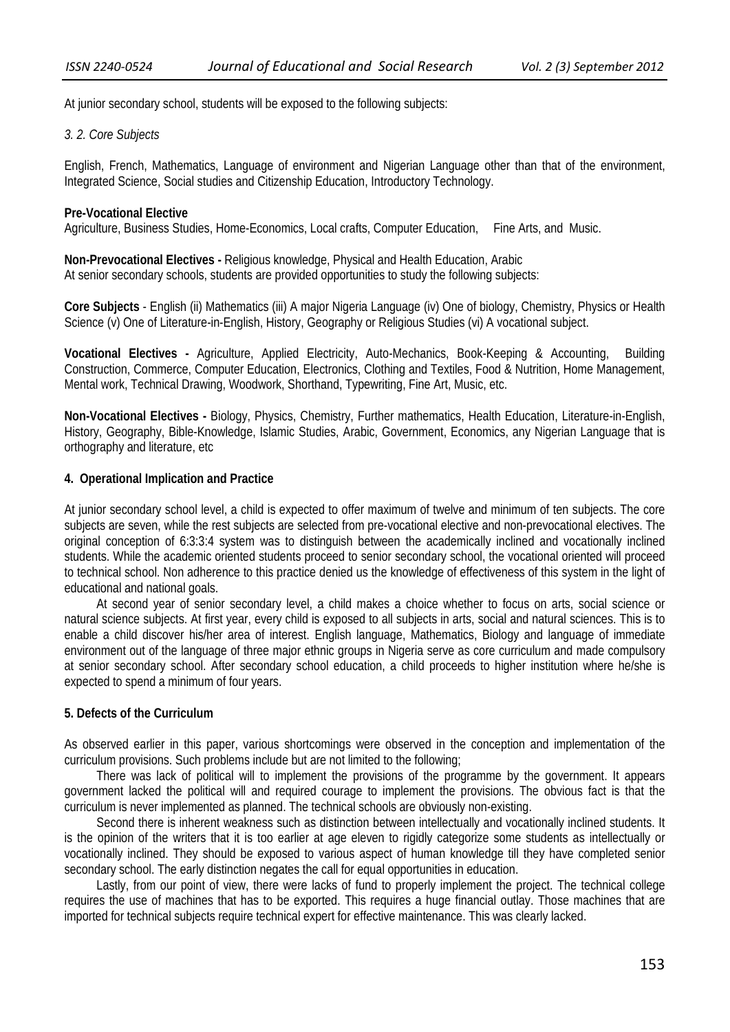At junior secondary school, students will be exposed to the following subjects:

*3. 2. Core Subjects*

English, French, Mathematics, Language of environment and Nigerian Language other than that of the environment, Integrated Science, Social studies and Citizenship Education, Introductory Technology.

**Pre-Vocational Elective**
Agriculture, Business Studies, Home-Economics, Local crafts, Computer Education, Fine Arts, and Music.

**Non-Prevocational Electives -** Religious knowledge, Physical and Health Education, Arabic
At senior secondary schools, students are provided opportunities to study the following subjects:

**Core Subjects** - English (ii) Mathematics (iii) A major Nigeria Language (iv) One of biology, Chemistry, Physics or Health Science (v) One of Literature-in-English, History, Geography or Religious Studies (vi) A vocational subject.

**Vocational Electives -** Agriculture, Applied Electricity, Auto-Mechanics, Book-Keeping & Accounting, Building Construction, Commerce, Computer Education, Electronics, Clothing and Textiles, Food & Nutrition, Home Management, Mental work, Technical Drawing, Woodwork, Shorthand, Typewriting, Fine Art, Music, etc.

**Non-Vocational Electives -** Biology, Physics, Chemistry, Further mathematics, Health Education, Literature-in-English, History, Geography, Bible-Knowledge, Islamic Studies, Arabic, Government, Economics, any Nigerian Language that is orthography and literature, etc

## 4. Operational Implication and Practice

At junior secondary school level, a child is expected to offer maximum of twelve and minimum of ten subjects. The core subjects are seven, while the rest subjects are selected from pre-vocational elective and non-prevocational electives. The original conception of 6:3:3:4 system was to distinguish between the academically inclined and vocationally inclined students. While the academic oriented students proceed to senior secondary school, the vocational oriented will proceed to technical school. Non adherence to this practice denied us the knowledge of effectiveness of this system in the light of educational and national goals.

At second year of senior secondary level, a child makes a choice whether to focus on arts, social science or natural science subjects. At first year, every child is exposed to all subjects in arts, social and natural sciences. This is to enable a child discover his/her area of interest. English language, Mathematics, Biology and language of immediate environment out of the language of three major ethnic groups in Nigeria serve as core curriculum and made compulsory at senior secondary school. After secondary school education, a child proceeds to higher institution where he/she is expected to spend a minimum of four years.

## 5. Defects of the Curriculum

As observed earlier in this paper, various shortcomings were observed in the conception and implementation of the curriculum provisions. Such problems include but are not limited to the following;

There was lack of political will to implement the provisions of the programme by the government. It appears government lacked the political will and required courage to implement the provisions. The obvious fact is that the curriculum is never implemented as planned. The technical schools are obviously non-existing.

Second there is inherent weakness such as distinction between intellectually and vocationally inclined students. It is the opinion of the writers that it is too earlier at age eleven to rigidly categorize some students as intellectually or vocationally inclined. They should be exposed to various aspect of human knowledge till they have completed senior secondary school. The early distinction negates the call for equal opportunities in education.

Lastly, from our point of view, there were lacks of fund to properly implement the project. The technical college requires the use of machines that has to be exported. This requires a huge financial outlay. Those machines that are imported for technical subjects require technical expert for effective maintenance. This was clearly lacked.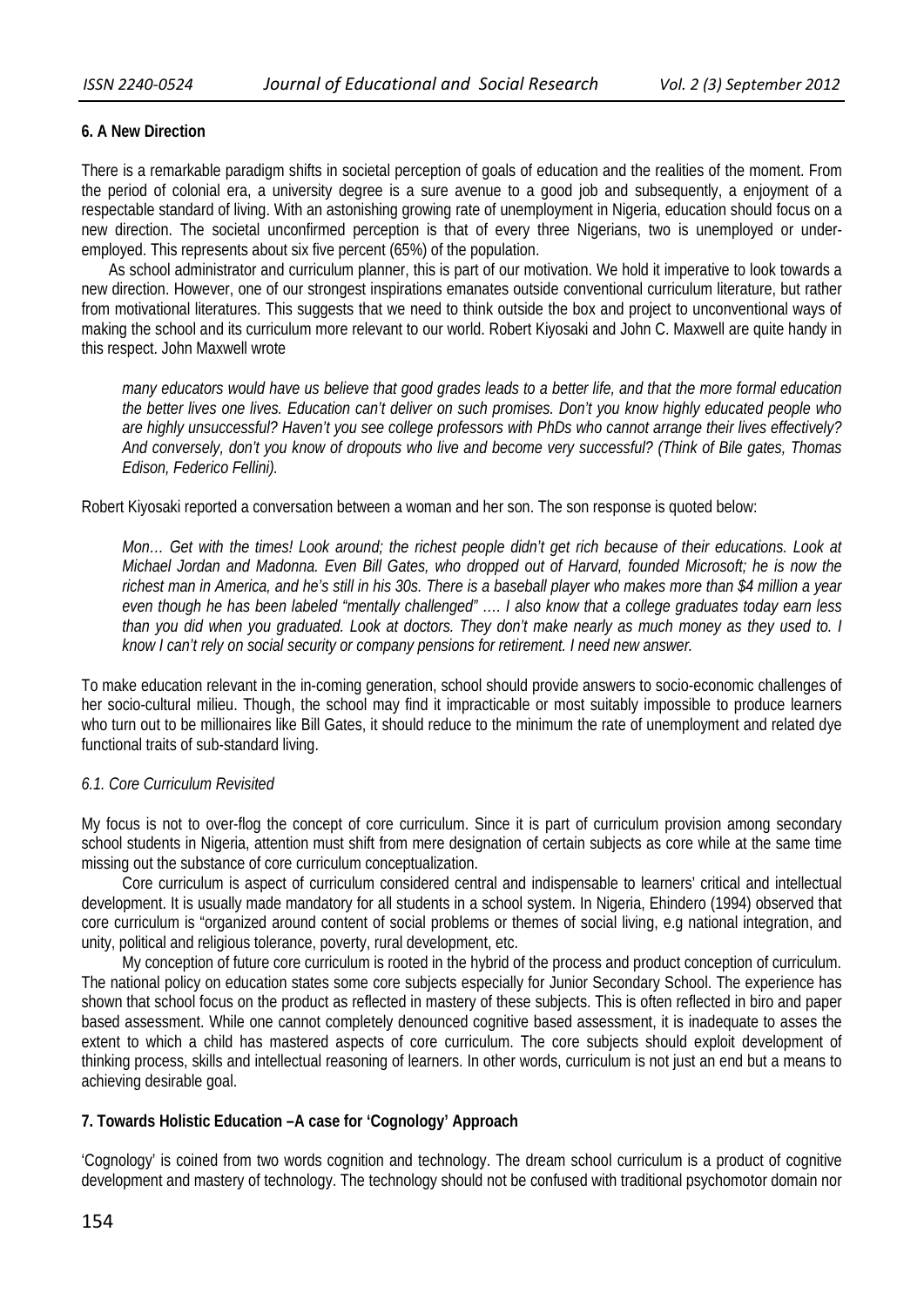## 6. A New Direction

There is a remarkable paradigm shifts in societal perception of goals of education and the realities of the moment. From the period of colonial era, a university degree is a sure avenue to a good job and subsequently, a enjoyment of a respectable standard of living. With an astonishing growing rate of unemployment in Nigeria, education should focus on a new direction. The societal unconfirmed perception is that of every three Nigerians, two is unemployed or under-employed. This represents about six five percent (65%) of the population.

As school administrator and curriculum planner, this is part of our motivation. We hold it imperative to look towards a new direction. However, one of our strongest inspirations emanates outside conventional curriculum literature, but rather from motivational literatures. This suggests that we need to think outside the box and project to unconventional ways of making the school and its curriculum more relevant to our world. Robert Kiyosaki and John C. Maxwell are quite handy in this respect. John Maxwell wrote

> *many educators would have us believe that good grades leads to a better life, and that the more formal education the better lives one lives. Education can't deliver on such promises. Don't you know highly educated people who are highly unsuccessful? Haven't you see college professors with PhDs who cannot arrange their lives effectively? And conversely, don't you know of dropouts who live and become very successful? (Think of Bile gates, Thomas Edison, Federico Fellini).*

Robert Kiyosaki reported a conversation between a woman and her son. The son response is quoted below:

> *Mon… Get with the times! Look around; the richest people didn't get rich because of their educations. Look at Michael Jordan and Madonna. Even Bill Gates, who dropped out of Harvard, founded Microsoft; he is now the richest man in America, and he's still in his 30s. There is a baseball player who makes more than $4 million a year even though he has been labeled "mentally challenged" …. I also know that a college graduates today earn less than you did when you graduated. Look at doctors. They don't make nearly as much money as they used to. I know I can't rely on social security or company pensions for retirement. I need new answer.*

To make education relevant in the in-coming generation, school should provide answers to socio-economic challenges of her socio-cultural milieu. Though, the school may find it impracticable or most suitably impossible to produce learners who turn out to be millionaires like Bill Gates, it should reduce to the minimum the rate of unemployment and related dye functional traits of sub-standard living.

### *6.1. Core Curriculum Revisited*

My focus is not to over-flog the concept of core curriculum. Since it is part of curriculum provision among secondary school students in Nigeria, attention must shift from mere designation of certain subjects as core while at the same time missing out the substance of core curriculum conceptualization.

Core curriculum is aspect of curriculum considered central and indispensable to learners' critical and intellectual development. It is usually made mandatory for all students in a school system. In Nigeria, Ehindero (1994) observed that core curriculum is "organized around content of social problems or themes of social living, e.g national integration, and unity, political and religious tolerance, poverty, rural development, etc.

My conception of future core curriculum is rooted in the hybrid of the process and product conception of curriculum. The national policy on education states some core subjects especially for Junior Secondary School. The experience has shown that school focus on the product as reflected in mastery of these subjects. This is often reflected in biro and paper based assessment. While one cannot completely denounced cognitive based assessment, it is inadequate to asses the extent to which a child has mastered aspects of core curriculum. The core subjects should exploit development of thinking process, skills and intellectual reasoning of learners. In other words, curriculum is not just an end but a means to achieving desirable goal.

## 7. Towards Holistic Education –A case for 'Cognology' Approach

'Cognology' is coined from two words cognition and technology. The dream school curriculum is a product of cognitive development and mastery of technology. The technology should not be confused with traditional psychomotor domain nor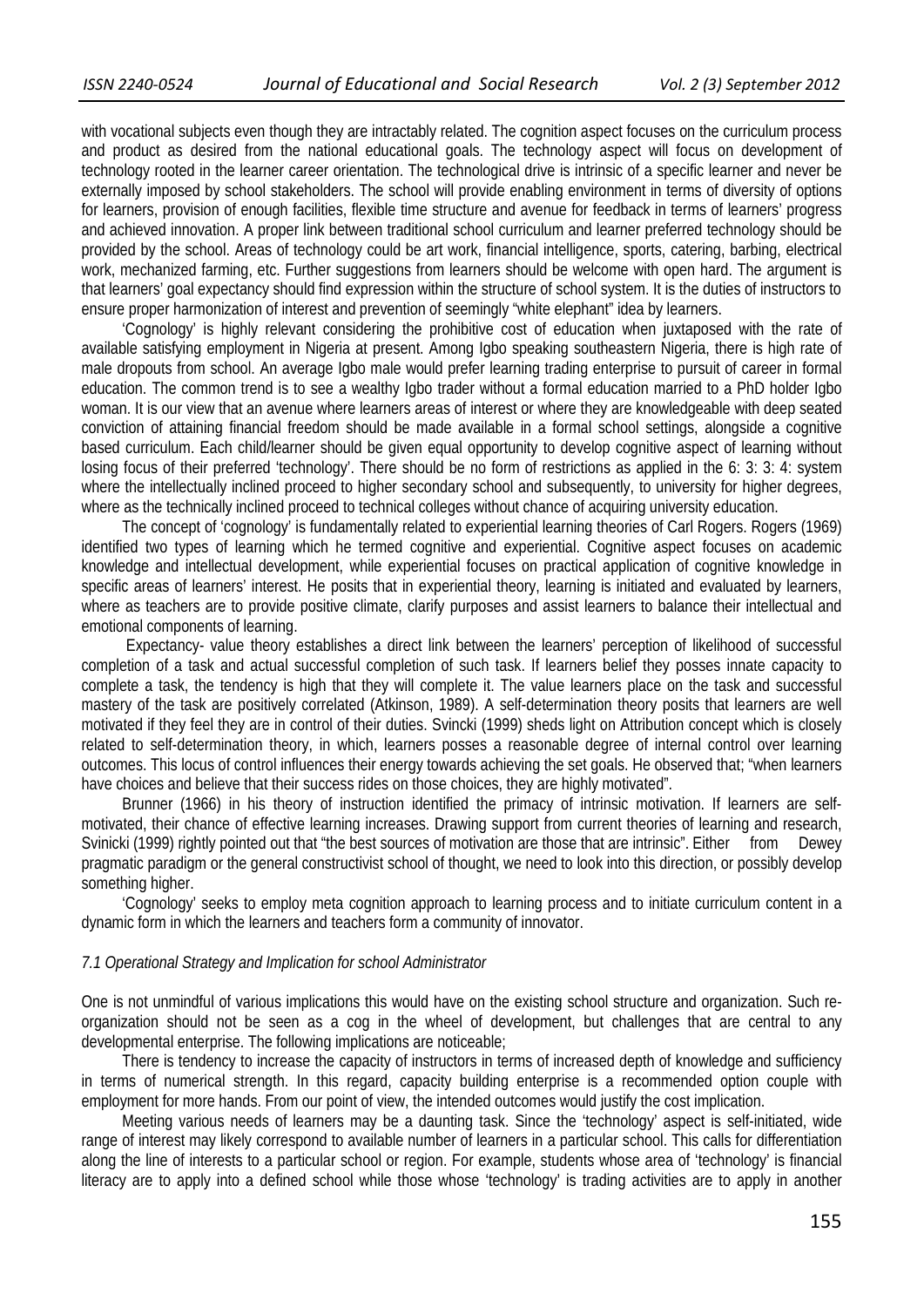with vocational subjects even though they are intractably related. The cognition aspect focuses on the curriculum process and product as desired from the national educational goals. The technology aspect will focus on development of technology rooted in the learner career orientation. The technological drive is intrinsic of a specific learner and never be externally imposed by school stakeholders. The school will provide enabling environment in terms of diversity of options for learners, provision of enough facilities, flexible time structure and avenue for feedback in terms of learners' progress and achieved innovation. A proper link between traditional school curriculum and learner preferred technology should be provided by the school. Areas of technology could be art work, financial intelligence, sports, catering, barbing, electrical work, mechanized farming, etc. Further suggestions from learners should be welcome with open hard. The argument is that learners' goal expectancy should find expression within the structure of school system. It is the duties of instructors to ensure proper harmonization of interest and prevention of seemingly "white elephant" idea by learners.

'Cognology' is highly relevant considering the prohibitive cost of education when juxtaposed with the rate of available satisfying employment in Nigeria at present. Among Igbo speaking southeastern Nigeria, there is high rate of male dropouts from school. An average Igbo male would prefer learning trading enterprise to pursuit of career in formal education. The common trend is to see a wealthy Igbo trader without a formal education married to a PhD holder Igbo woman. It is our view that an avenue where learners areas of interest or where they are knowledgeable with deep seated conviction of attaining financial freedom should be made available in a formal school settings, alongside a cognitive based curriculum. Each child/learner should be given equal opportunity to develop cognitive aspect of learning without losing focus of their preferred 'technology'. There should be no form of restrictions as applied in the 6: 3: 3: 4: system where the intellectually inclined proceed to higher secondary school and subsequently, to university for higher degrees, where as the technically inclined proceed to technical colleges without chance of acquiring university education.

The concept of 'cognology' is fundamentally related to experiential learning theories of Carl Rogers. Rogers (1969) identified two types of learning which he termed cognitive and experiential. Cognitive aspect focuses on academic knowledge and intellectual development, while experiential focuses on practical application of cognitive knowledge in specific areas of learners' interest. He posits that in experiential theory, learning is initiated and evaluated by learners, where as teachers are to provide positive climate, clarify purposes and assist learners to balance their intellectual and emotional components of learning.

Expectancy- value theory establishes a direct link between the learners' perception of likelihood of successful completion of a task and actual successful completion of such task. If learners belief they posses innate capacity to complete a task, the tendency is high that they will complete it. The value learners place on the task and successful mastery of the task are positively correlated (Atkinson, 1989). A self-determination theory posits that learners are well motivated if they feel they are in control of their duties. Svincki (1999) sheds light on Attribution concept which is closely related to self-determination theory, in which, learners posses a reasonable degree of internal control over learning outcomes. This locus of control influences their energy towards achieving the set goals. He observed that; "when learners have choices and believe that their success rides on those choices, they are highly motivated".

Brunner (1966) in his theory of instruction identified the primacy of intrinsic motivation. If learners are self-motivated, their chance of effective learning increases. Drawing support from current theories of learning and research, Svinicki (1999) rightly pointed out that "the best sources of motivation are those that are intrinsic". Either from Dewey pragmatic paradigm or the general constructivist school of thought, we need to look into this direction, or possibly develop something higher.

'Cognology' seeks to employ meta cognition approach to learning process and to initiate curriculum content in a dynamic form in which the learners and teachers form a community of innovator.

### *7.1 Operational Strategy and Implication for school Administrator*

One is not unmindful of various implications this would have on the existing school structure and organization. Such re-organization should not be seen as a cog in the wheel of development, but challenges that are central to any developmental enterprise. The following implications are noticeable;

There is tendency to increase the capacity of instructors in terms of increased depth of knowledge and sufficiency in terms of numerical strength. In this regard, capacity building enterprise is a recommended option couple with employment for more hands. From our point of view, the intended outcomes would justify the cost implication.

Meeting various needs of learners may be a daunting task. Since the 'technology' aspect is self-initiated, wide range of interest may likely correspond to available number of learners in a particular school. This calls for differentiation along the line of interests to a particular school or region. For example, students whose area of 'technology' is financial literacy are to apply into a defined school while those whose 'technology' is trading activities are to apply in another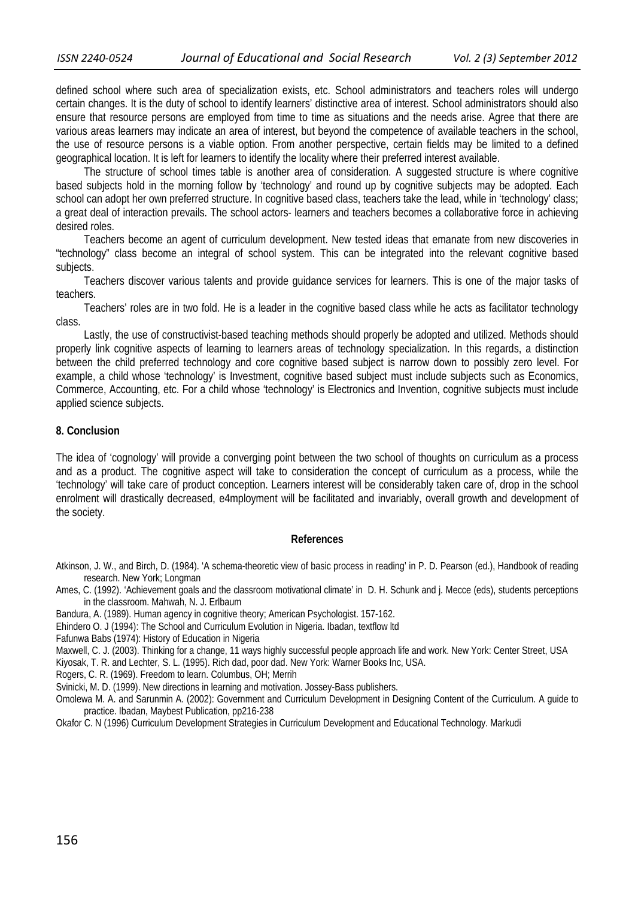defined school where such area of specialization exists, etc. School administrators and teachers roles will undergo certain changes. It is the duty of school to identify learners' distinctive area of interest. School administrators should also ensure that resource persons are employed from time to time as situations and the needs arise. Agree that there are various areas learners may indicate an area of interest, but beyond the competence of available teachers in the school, the use of resource persons is a viable option. From another perspective, certain fields may be limited to a defined geographical location. It is left for learners to identify the locality where their preferred interest available.

The structure of school times table is another area of consideration. A suggested structure is where cognitive based subjects hold in the morning follow by 'technology' and round up by cognitive subjects may be adopted. Each school can adopt her own preferred structure. In cognitive based class, teachers take the lead, while in 'technology' class; a great deal of interaction prevails. The school actors- learners and teachers becomes a collaborative force in achieving desired roles.

Teachers become an agent of curriculum development. New tested ideas that emanate from new discoveries in "technology" class become an integral of school system. This can be integrated into the relevant cognitive based subjects.

Teachers discover various talents and provide guidance services for learners. This is one of the major tasks of teachers.

Teachers' roles are in two fold. He is a leader in the cognitive based class while he acts as facilitator technology class.

Lastly, the use of constructivist-based teaching methods should properly be adopted and utilized. Methods should properly link cognitive aspects of learning to learners areas of technology specialization. In this regards, a distinction between the child preferred technology and core cognitive based subject is narrow down to possibly zero level. For example, a child whose 'technology' is Investment, cognitive based subject must include subjects such as Economics, Commerce, Accounting, etc. For a child whose 'technology' is Electronics and Invention, cognitive subjects must include applied science subjects.

## 8. Conclusion

The idea of 'cognology' will provide a converging point between the two school of thoughts on curriculum as a process and as a product. The cognitive aspect will take to consideration the concept of curriculum as a process, while the 'technology' will take care of product conception. Learners interest will be considerably taken care of, drop in the school enrolment will drastically decreased, e4mployment will be facilitated and invariably, overall growth and development of the society.

## References

Atkinson, J. W., and Birch, D. (1984). 'A schema-theoretic view of basic process in reading' in P. D. Pearson (ed.), Handbook of reading research. New York; Longman

Ames, C. (1992). 'Achievement goals and the classroom motivational climate' in D. H. Schunk and j. Mecce (eds), students perceptions in the classroom. Mahwah, N. J. Erlbaum

Bandura, A. (1989). Human agency in cognitive theory; American Psychologist. 157-162.

Ehindero O. J (1994): The School and Curriculum Evolution in Nigeria. Ibadan, textflow ltd

Fafunwa Babs (1974): History of Education in Nigeria

Maxwell, C. J. (2003). Thinking for a change, 11 ways highly successful people approach life and work. New York: Center Street, USA

Kiyosak, T. R. and Lechter, S. L. (1995). Rich dad, poor dad. New York: Warner Books Inc, USA.

Rogers, C. R. (1969). Freedom to learn. Columbus, OH; Merrih

Svinicki, M. D. (1999). New directions in learning and motivation. Jossey-Bass publishers.

Omolewa M. A. and Sarunmin A. (2002): Government and Curriculum Development in Designing Content of the Curriculum. A guide to practice. Ibadan, Maybest Publication, pp216-238

Okafor C. N (1996) Curriculum Development Strategies in Curriculum Development and Educational Technology. Markudi